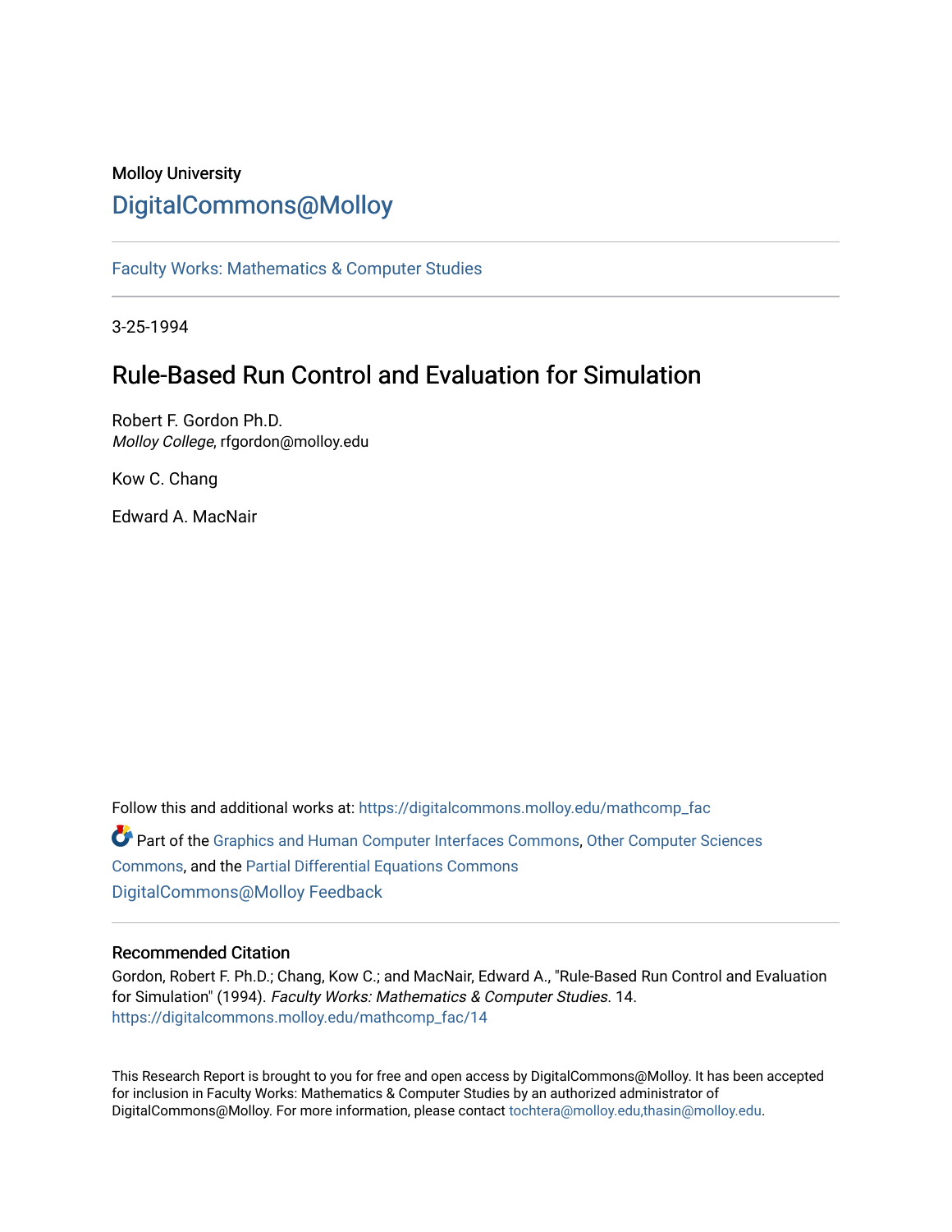Molloy University

# DigitalCommons@Molloy

Faculty Works: Mathematics & Computer Studies

3-25-1994

## Rule-Based Run Control and Evaluation for Simulation

Robert F. Gordon Ph.D.
*Molloy College*, rfgordon@molloy.edu

Kow C. Chang

Edward A. MacNair

Follow this and additional works at: https://digitalcommons.molloy.edu/mathcomp_fac

Part of the Graphics and Human Computer Interfaces Commons, Other Computer Sciences Commons, and the Partial Differential Equations Commons

DigitalCommons@Molloy Feedback

### Recommended Citation

Gordon, Robert F. Ph.D.; Chang, Kow C.; and MacNair, Edward A., "Rule-Based Run Control and Evaluation for Simulation" (1994). *Faculty Works: Mathematics & Computer Studies*. 14.
https://digitalcommons.molloy.edu/mathcomp_fac/14

This Research Report is brought to you for free and open access by DigitalCommons@Molloy. It has been accepted for inclusion in Faculty Works: Mathematics & Computer Studies by an authorized administrator of DigitalCommons@Molloy. For more information, please contact tochtera@molloy.edu,thasin@molloy.edu.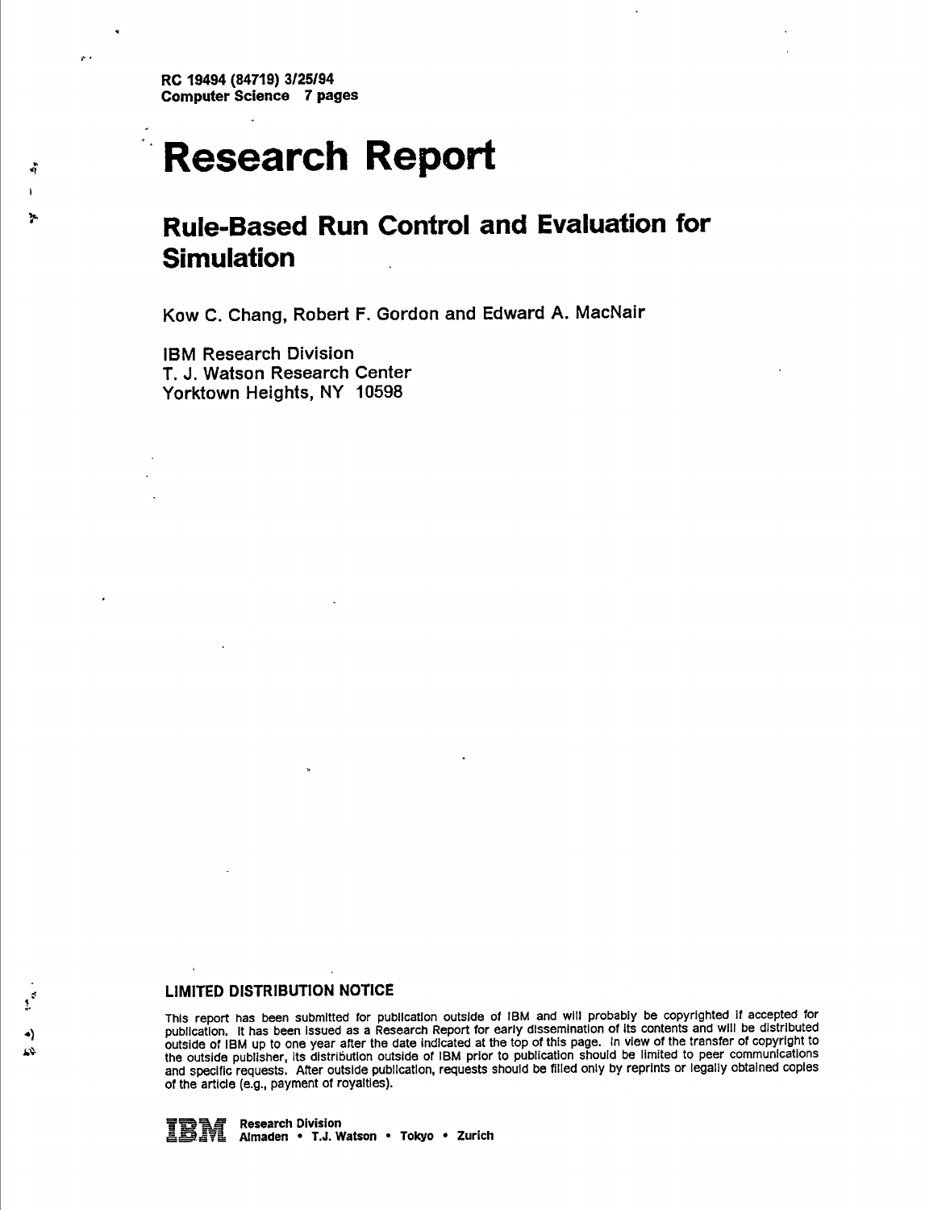RC 19494 (84719) 3/25/94
Computer Science 7 pages

# Research Report

## Rule-Based Run Control and Evaluation for Simulation

Kow C. Chang, Robert F. Gordon and Edward A. MacNair

IBM Research Division
T. J. Watson Research Center
Yorktown Heights, NY 10598

**LIMITED DISTRIBUTION NOTICE**

This report has been submitted for publication outside of IBM and will probably be copyrighted if accepted for publication. It has been issued as a Research Report for early dissemination of its contents and will be distributed outside of IBM up to one year after the date indicated at the top of this page. In view of the transfer of copyright to the outside publisher, its distribution outside of IBM prior to publication should be limited to peer communications and specific requests. After outside publication, requests should be filled only by reprints or legally obtained copies of the article (e.g., payment of royalties).

IBM Research Division
Almaden • T.J. Watson • Tokyo • Zurich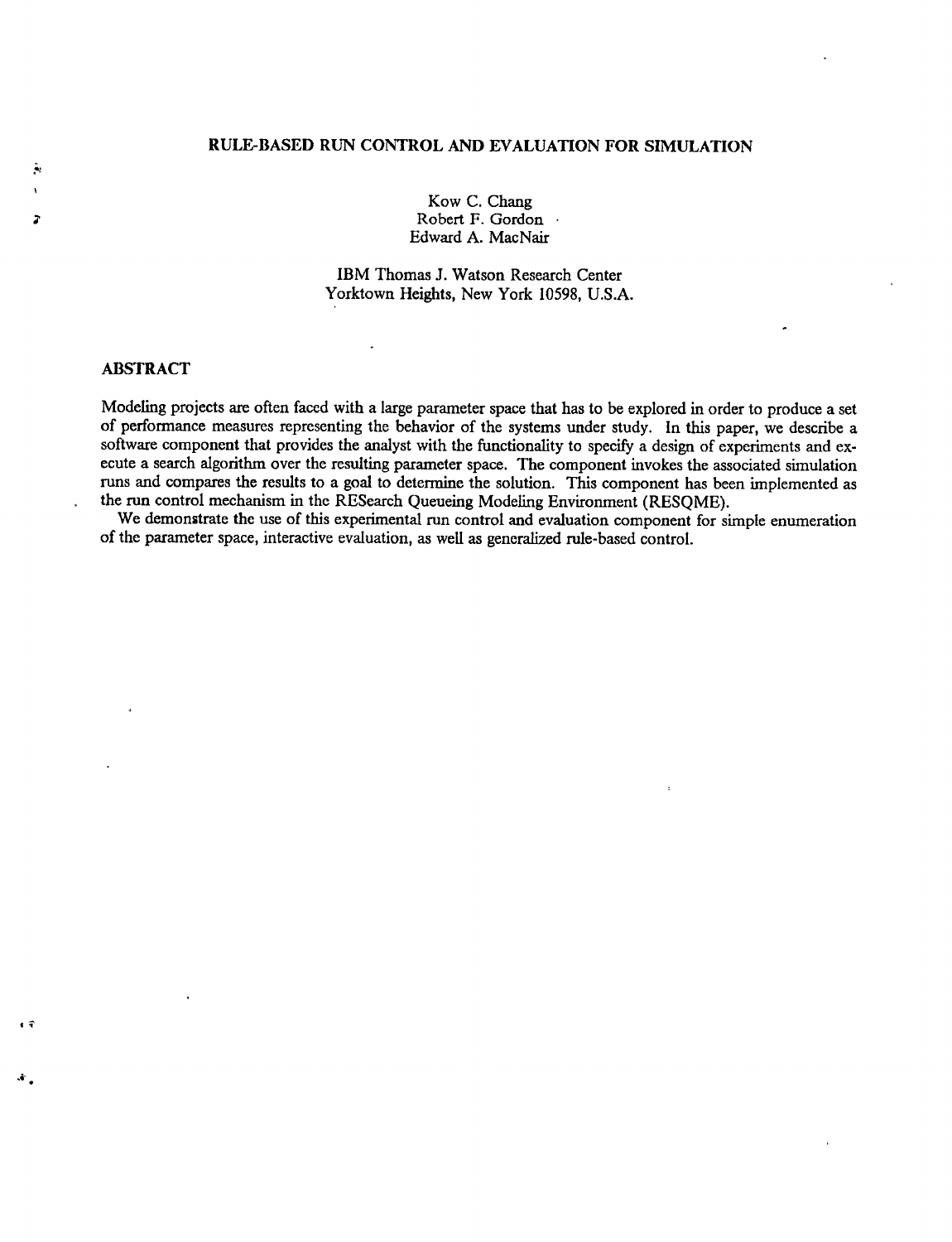# RULE-BASED RUN CONTROL AND EVALUATION FOR SIMULATION

Kow C. Chang
Robert F. Gordon
Edward A. MacNair

IBM Thomas J. Watson Research Center
Yorktown Heights, New York 10598, U.S.A.

## ABSTRACT

Modeling projects are often faced with a large parameter space that has to be explored in order to produce a set of performance measures representing the behavior of the systems under study. In this paper, we describe a software component that provides the analyst with the functionality to specify a design of experiments and execute a search algorithm over the resulting parameter space. The component invokes the associated simulation runs and compares the results to a goal to determine the solution. This component has been implemented as the run control mechanism in the RESearch Queueing Modeling Environment (RESQME).

We demonstrate the use of this experimental run control and evaluation component for simple enumeration of the parameter space, interactive evaluation, as well as generalized rule-based control.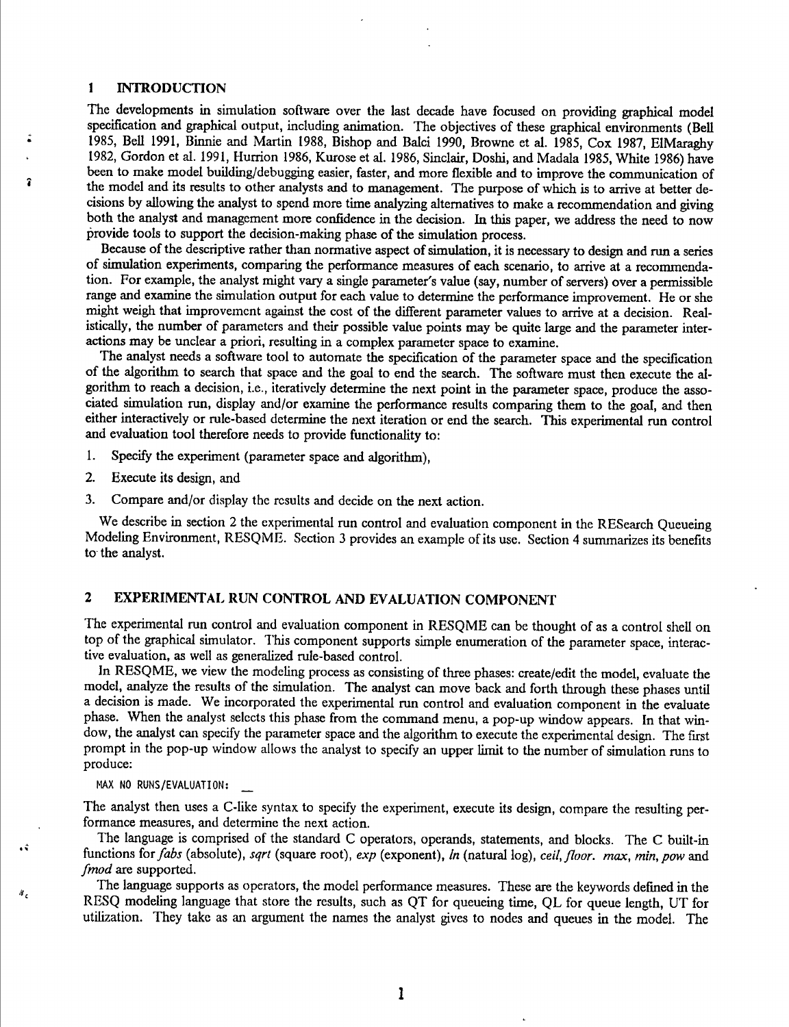## 1 INTRODUCTION

The developments in simulation software over the last decade have focused on providing graphical model specification and graphical output, including animation. The objectives of these graphical environments (Bell 1985, Bell 1991, Binnie and Martin 1988, Bishop and Balci 1990, Browne et al. 1985, Cox 1987, ElMaraghy 1982, Gordon et al. 1991, Hurrion 1986, Kurose et al. 1986, Sinclair, Doshi, and Madala 1985, White 1986) have been to make model building/debugging easier, faster, and more flexible and to improve the communication of the model and its results to other analysts and to management. The purpose of which is to arrive at better decisions by allowing the analyst to spend more time analyzing alternatives to make a recommendation and giving both the analyst and management more confidence in the decision. In this paper, we address the need to now provide tools to support the decision-making phase of the simulation process.

Because of the descriptive rather than normative aspect of simulation, it is necessary to design and run a series of simulation experiments, comparing the performance measures of each scenario, to arrive at a recommendation. For example, the analyst might vary a single parameter's value (say, number of servers) over a permissible range and examine the simulation output for each value to determine the performance improvement. He or she might weigh that improvement against the cost of the different parameter values to arrive at a decision. Realistically, the number of parameters and their possible value points may be quite large and the parameter interactions may be unclear a priori, resulting in a complex parameter space to examine.

The analyst needs a software tool to automate the specification of the parameter space and the specification of the algorithm to search that space and the goal to end the search. The software must then execute the algorithm to reach a decision, i.e., iteratively determine the next point in the parameter space, produce the associated simulation run, display and/or examine the performance results comparing them to the goal, and then either interactively or rule-based determine the next iteration or end the search. This experimental run control and evaluation tool therefore needs to provide functionality to:

1. Specify the experiment (parameter space and algorithm),
2. Execute its design, and
3. Compare and/or display the results and decide on the next action.

We describe in section 2 the experimental run control and evaluation component in the RESearch Queueing Modeling Environment, RESQME. Section 3 provides an example of its use. Section 4 summarizes its benefits to the analyst.

## 2 EXPERIMENTAL RUN CONTROL AND EVALUATION COMPONENT

The experimental run control and evaluation component in RESQME can be thought of as a control shell on top of the graphical simulator. This component supports simple enumeration of the parameter space, interactive evaluation, as well as generalized rule-based control.

In RESQME, we view the modeling process as consisting of three phases: create/edit the model, evaluate the model, analyze the results of the simulation. The analyst can move back and forth through these phases until a decision is made. We incorporated the experimental run control and evaluation component in the evaluate phase. When the analyst selects this phase from the command menu, a pop-up window appears. In that window, the analyst can specify the parameter space and the algorithm to execute the experimental design. The first prompt in the pop-up window allows the analyst to specify an upper limit to the number of simulation runs to produce:

```
MAX NO RUNS/EVALUATION: __
```

The analyst then uses a C-like syntax to specify the experiment, execute its design, compare the resulting performance measures, and determine the next action.

The language is comprised of the standard C operators, operands, statements, and blocks. The C built-in functions for *fabs* (absolute), *sqrt* (square root), *exp* (exponent), *ln* (natural log), *ceil*, *floor*. *max*, *min*, *pow* and *fmod* are supported.

The language supports as operators, the model performance measures. These are the keywords defined in the RESQ modeling language that store the results, such as QT for queueing time, QL for queue length, UT for utilization. They take as an argument the names the analyst gives to nodes and queues in the model. The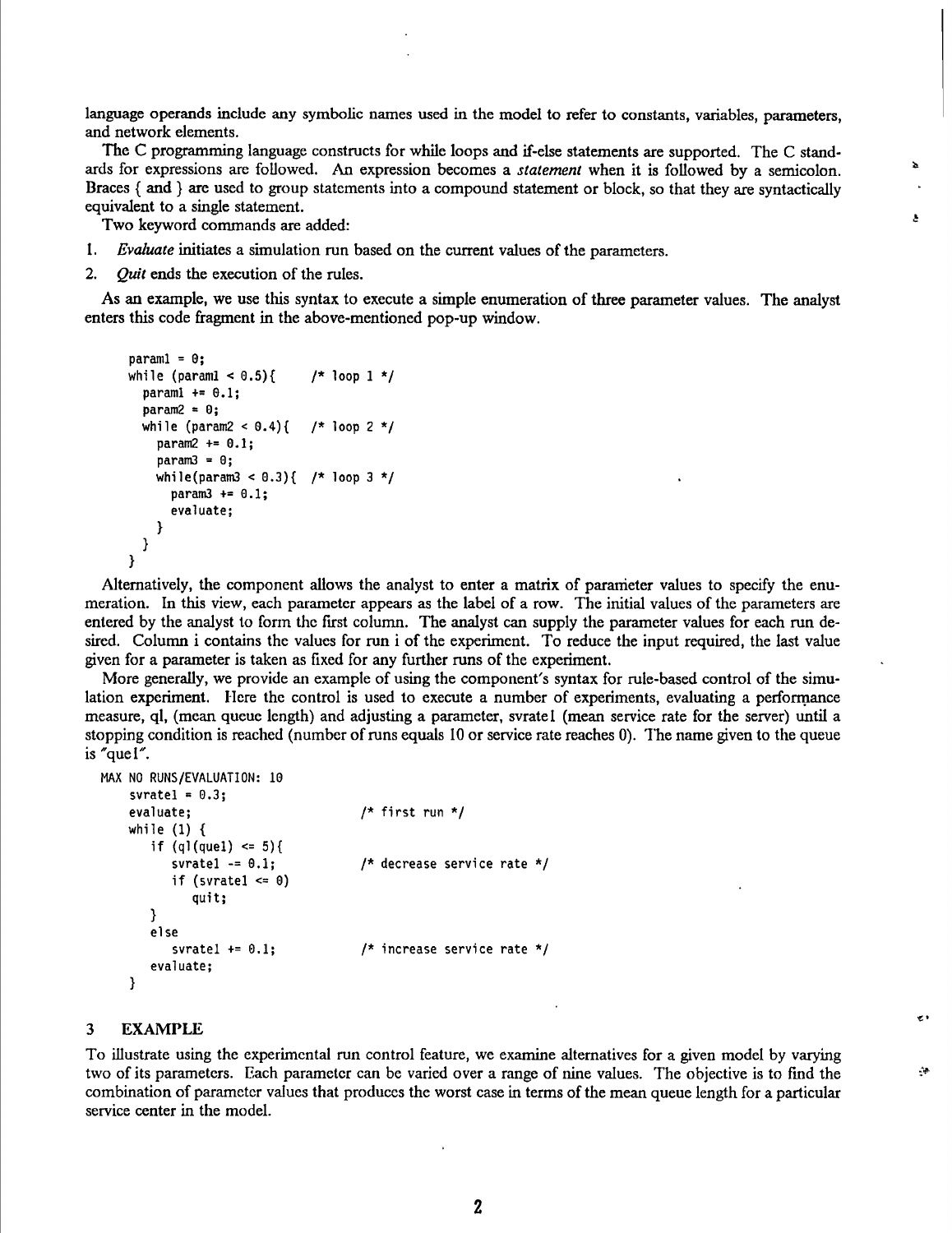language operands include any symbolic names used in the model to refer to constants, variables, parameters, and network elements.

The C programming language constructs for while loops and if-else statements are supported. The C standards for expressions are followed. An expression becomes a *statement* when it is followed by a semicolon. Braces { and } are used to group statements into a compound statement or block, so that they are syntactically equivalent to a single statement.

Two keyword commands are added:

1. *Evaluate* initiates a simulation run based on the current values of the parameters.
2. *Quit* ends the execution of the rules.

As an example, we use this syntax to execute a simple enumeration of three parameter values. The analyst enters this code fragment in the above-mentioned pop-up window.

```
param1 = 0;
while (param1 < 0.5){      /* loop 1 */
  param1 += 0.1;
  param2 = 0;
  while (param2 < 0.4){    /* loop 2 */
    param2 += 0.1;
    param3 = 0;
    while(param3 < 0.3){  /* loop 3 */
      param3 += 0.1;
      evaluate;
    }
  }
}
```

Alternatively, the component allows the analyst to enter a matrix of parameter values to specify the enumeration. In this view, each parameter appears as the label of a row. The initial values of the parameters are entered by the analyst to form the first column. The analyst can supply the parameter values for each run desired. Column i contains the values for run i of the experiment. To reduce the input required, the last value given for a parameter is taken as fixed for any further runs of the experiment.

More generally, we provide an example of using the component's syntax for rule-based control of the simulation experiment. Here the control is used to execute a number of experiments, evaluating a performance measure, ql, (mean queue length) and adjusting a parameter, svrate1 (mean service rate for the server) until a stopping condition is reached (number of runs equals 10 or service rate reaches 0). The name given to the queue is "que1".

```
MAX NO RUNS/EVALUATION: 10
    svrate1 = 0.3;
    evaluate;                   /* first run */
    while (1) {
       if (ql(que1) <= 5){
          svrate1 -= 0.1;       /* decrease service rate */
          if (svrate1 <= 0)
             quit;
       }
       else
          svrate1 += 0.1;       /* increase service rate */
       evaluate;
    }
```

## 3 EXAMPLE

To illustrate using the experimental run control feature, we examine alternatives for a given model by varying two of its parameters. Each parameter can be varied over a range of nine values. The objective is to find the combination of parameter values that produces the worst case in terms of the mean queue length for a particular service center in the model.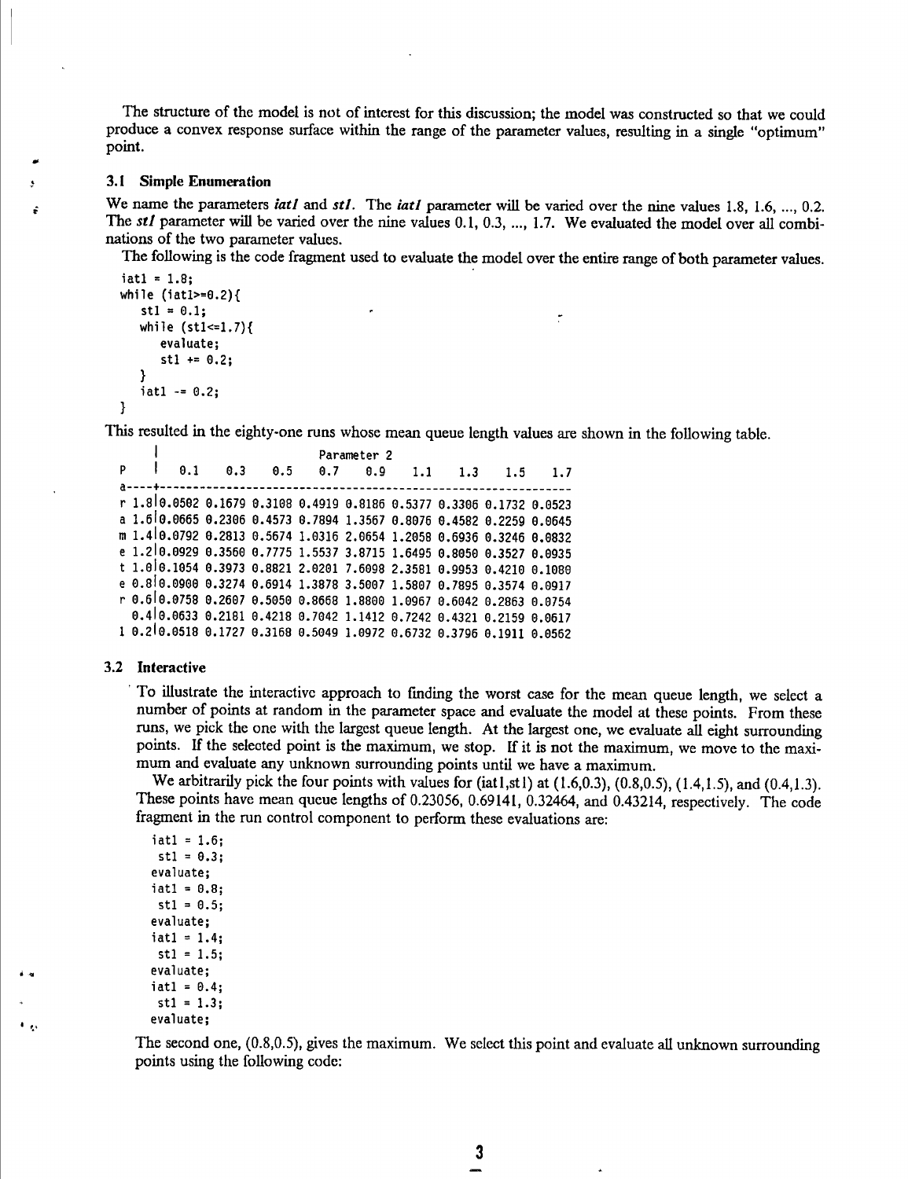The structure of the model is not of interest for this discussion; the model was constructed so that we could produce a convex response surface within the range of the parameter values, resulting in a single "optimum" point.

### 3.1 Simple Enumeration

We name the parameters ***iatl*** and ***stl***. The ***iatl*** parameter will be varied over the nine values 1.8, 1.6, ..., 0.2. The ***stl*** parameter will be varied over the nine values 0.1, 0.3, ..., 1.7. We evaluated the model over all combinations of the two parameter values.

The following is the code fragment used to evaluate the model over the entire range of both parameter values.

```
iatl = 1.8;
while (iatl>=0.2){
   stl = 0.1;
   while (stl<=1.7){
      evaluate;
      stl += 0.2;
   }
   iatl -= 0.2;
}
```

This resulted in the eighty-one runs whose mean queue length values are shown in the following table.

| Parameter 1 | Parameter 2: 0.1 | 0.3 | 0.5 | 0.7 | 0.9 | 1.1 | 1.3 | 1.5 | 1.7 |
|---|---|---|---|---|---|---|---|---|---|
| 1.8 | 0.0502 | 0.1679 | 0.3108 | 0.4919 | 0.8186 | 0.5377 | 0.3306 | 0.1732 | 0.0523 |
| 1.6 | 0.0665 | 0.2306 | 0.4573 | 0.7894 | 1.3567 | 0.8076 | 0.4582 | 0.2259 | 0.0645 |
| 1.4 | 0.0792 | 0.2813 | 0.5674 | 1.0316 | 2.0654 | 1.2058 | 0.6936 | 0.3246 | 0.0832 |
| 1.2 | 0.0929 | 0.3560 | 0.7775 | 1.5537 | 3.8715 | 1.6495 | 0.8050 | 0.3527 | 0.0935 |
| 1.0 | 0.1054 | 0.3973 | 0.8821 | 2.0201 | 7.6098 | 2.3581 | 0.9953 | 0.4210 | 0.1080 |
| 0.8 | 0.0900 | 0.3274 | 0.6914 | 1.3878 | 3.5007 | 1.5807 | 0.7895 | 0.3574 | 0.0917 |
| 0.6 | 0.0758 | 0.2607 | 0.5050 | 0.8668 | 1.8800 | 1.0967 | 0.6042 | 0.2863 | 0.0754 |
| 0.4 | 0.0633 | 0.2181 | 0.4218 | 0.7042 | 1.1412 | 0.7242 | 0.4321 | 0.2159 | 0.0617 |
| 0.2 | 0.0518 | 0.1727 | 0.3168 | 0.5049 | 1.0972 | 0.6732 | 0.3796 | 0.1911 | 0.0562 |

### 3.2 Interactive

To illustrate the interactive approach to finding the worst case for the mean queue length, we select a number of points at random in the parameter space and evaluate the model at these points. From these runs, we pick the one with the largest queue length. At the largest one, we evaluate all eight surrounding points. If the selected point is the maximum, we stop. If it is not the maximum, we move to the maximum and evaluate any unknown surrounding points until we have a maximum.

We arbitrarily pick the four points with values for (iatl,stl) at (1.6,0.3), (0.8,0.5), (1.4,1.5), and (0.4,1.3). These points have mean queue lengths of 0.23056, 0.69141, 0.32464, and 0.43214, respectively. The code fragment in the run control component to perform these evaluations are:

```
iatl = 1.6;
 stl = 0.3;
evaluate;
iatl = 0.8;
 stl = 0.5;
evaluate;
iatl = 1.4;
 stl = 1.5;
evaluate;
iatl = 0.4;
 stl = 1.3;
evaluate;
```

The second one, (0.8,0.5), gives the maximum. We select this point and evaluate all unknown surrounding points using the following code: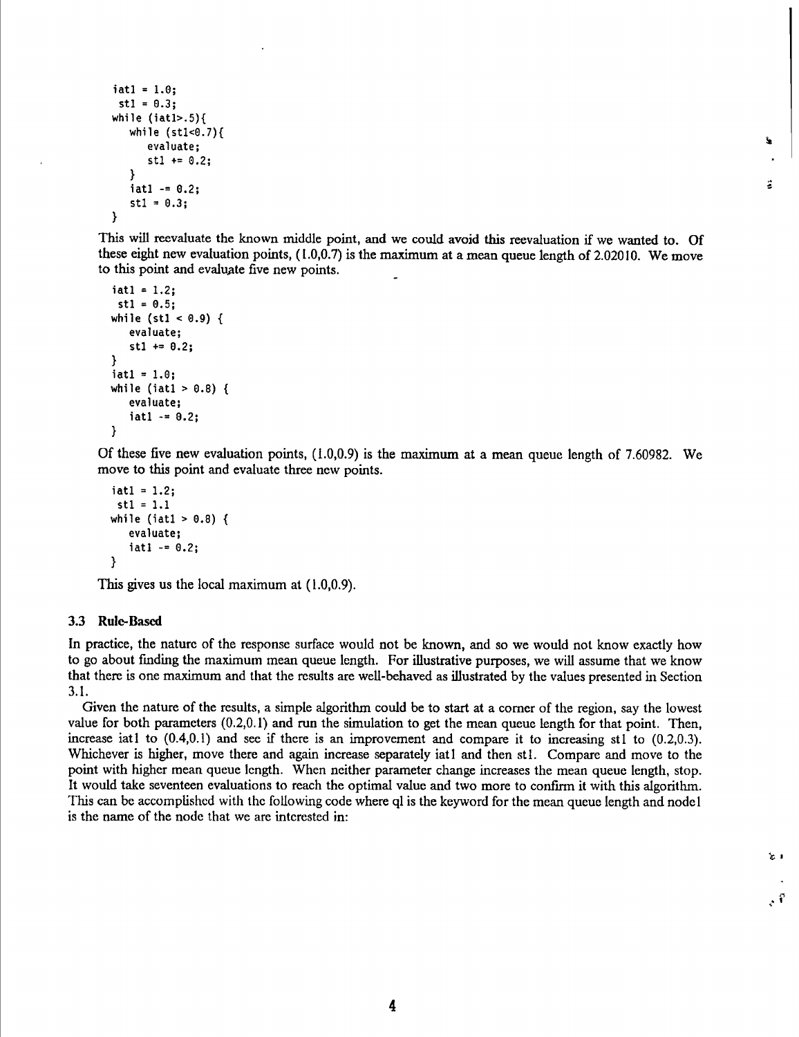```
iatl = 1.0;
 stl = 0.3;
while (iatl>.5){
   while (stl<0.7){
      evaluate;
      stl += 0.2;
   }
   iatl -= 0.2;
   stl = 0.3;
}
```

This will reevaluate the known middle point, and we could avoid this reevaluation if we wanted to. Of these eight new evaluation points, (1.0,0.7) is the maximum at a mean queue length of 2.02010. We move to this point and evaluate five new points.

```
iatl = 1.2;
 stl = 0.5;
while (stl < 0.9) {
   evaluate;
   stl += 0.2;
}
iatl = 1.0;
while (iatl > 0.8) {
   evaluate;
   iatl -= 0.2;
}
```

Of these five new evaluation points, (1.0,0.9) is the maximum at a mean queue length of 7.60982. We move to this point and evaluate three new points.

```
iatl = 1.2;
 stl = 1.1
while (iatl > 0.8) {
   evaluate;
   iatl -= 0.2;
}
```

This gives us the local maximum at (1.0,0.9).

### 3.3 Rule-Based

In practice, the nature of the response surface would not be known, and so we would not know exactly how to go about finding the maximum mean queue length. For illustrative purposes, we will assume that we know that there is one maximum and that the results are well-behaved as illustrated by the values presented in Section 3.1.

Given the nature of the results, a simple algorithm could be to start at a corner of the region, say the lowest value for both parameters (0.2,0.1) and run the simulation to get the mean queue length for that point. Then, increase iat1 to (0.4,0.1) and see if there is an improvement and compare it to increasing st1 to (0.2,0.3). Whichever is higher, move there and again increase separately iat1 and then st1. Compare and move to the point with higher mean queue length. When neither parameter change increases the mean queue length, stop. It would take seventeen evaluations to reach the optimal value and two more to confirm it with this algorithm. This can be accomplished with the following code where ql is the keyword for the mean queue length and node1 is the name of the node that we are interested in: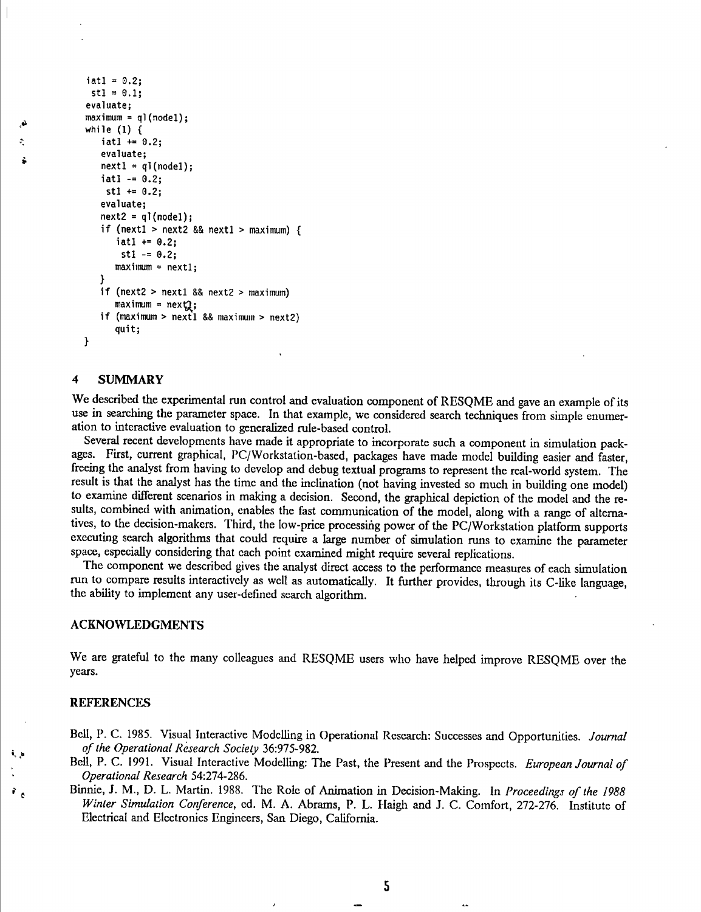```
iatl = 0.2;
 stl = 0.1;
evaluate;
maximum = ql(nodel);
while (1) {
   iatl += 0.2;
   evaluate;
   nextl = ql(nodel);
   iatl -= 0.2;
    stl += 0.2;
   evaluate;
   next2 = ql(nodel);
   if (nextl > next2 && nextl > maximum) {
      iatl += 0.2;
       stl -= 0.2;
      maximum = nextl;
   }
   if (next2 > nextl && next2 > maximum)
      maximum = next2;
   if (maximum > nextl && maximum > next2)
      quit;
}
```

## 4 SUMMARY

We described the experimental run control and evaluation component of RESQME and gave an example of its use in searching the parameter space. In that example, we considered search techniques from simple enumeration to interactive evaluation to generalized rule-based control.

Several recent developments have made it appropriate to incorporate such a component in simulation packages. First, current graphical, PC/Workstation-based, packages have made model building easier and faster, freeing the analyst from having to develop and debug textual programs to represent the real-world system. The result is that the analyst has the time and the inclination (not having invested so much in building one model) to examine different scenarios in making a decision. Second, the graphical depiction of the model and the results, combined with animation, enables the fast communication of the model, along with a range of alternatives, to the decision-makers. Third, the low-price processing power of the PC/Workstation platform supports executing search algorithms that could require a large number of simulation runs to examine the parameter space, especially considering that each point examined might require several replications.

The component we described gives the analyst direct access to the performance measures of each simulation run to compare results interactively as well as automatically. It further provides, through its C-like language, the ability to implement any user-defined search algorithm.

## ACKNOWLEDGMENTS

We are grateful to the many colleagues and RESQME users who have helped improve RESQME over the years.

## REFERENCES

Bell, P. C. 1985. Visual Interactive Modelling in Operational Research: Successes and Opportunities. *Journal of the Operational Research Society* 36:975-982.

Bell, P. C. 1991. Visual Interactive Modelling: The Past, the Present and the Prospects. *European Journal of Operational Research* 54:274-286.

Binnie, J. M., D. L. Martin. 1988. The Role of Animation in Decision-Making. In *Proceedings of the 1988 Winter Simulation Conference*, ed. M. A. Abrams, P. L. Haigh and J. C. Comfort, 272-276. Institute of Electrical and Electronics Engineers, San Diego, California.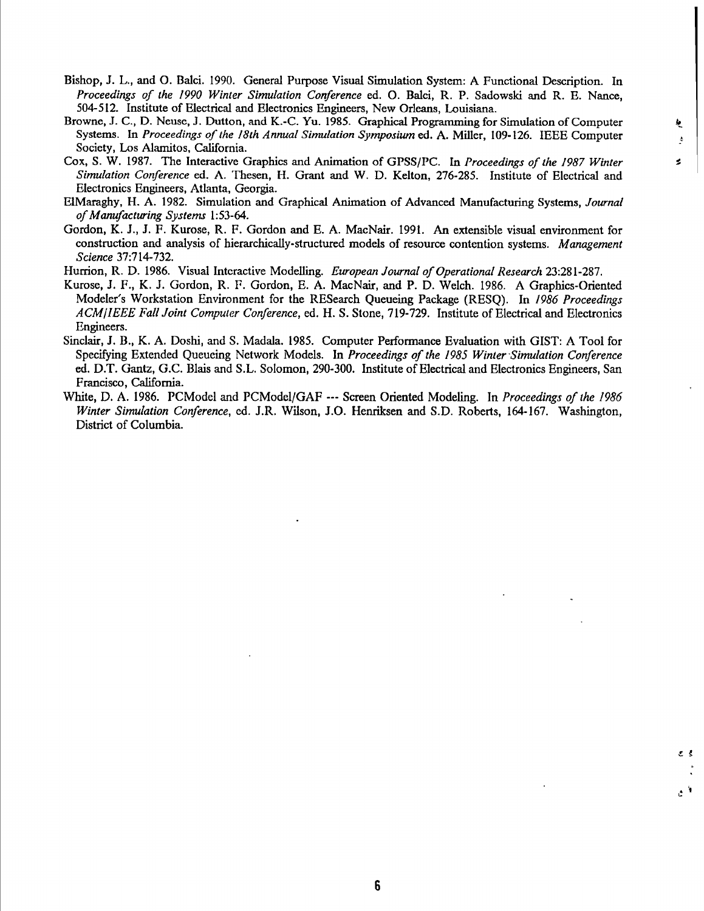Bishop, J. L., and O. Balci. 1990. General Purpose Visual Simulation System: A Functional Description. In *Proceedings of the 1990 Winter Simulation Conference* ed. O. Balci, R. P. Sadowski and R. E. Nance, 504-512. Institute of Electrical and Electronics Engineers, New Orleans, Louisiana.

Browne, J. C., D. Neuse, J. Dutton, and K.-C. Yu. 1985. Graphical Programming for Simulation of Computer Systems. In *Proceedings of the 18th Annual Simulation Symposium* ed. A. Miller, 109-126. IEEE Computer Society, Los Alamitos, California.

Cox, S. W. 1987. The Interactive Graphics and Animation of GPSS/PC. In *Proceedings of the 1987 Winter Simulation Conference* ed. A. Thesen, H. Grant and W. D. Kelton, 276-285. Institute of Electrical and Electronics Engineers, Atlanta, Georgia.

ElMaraghy, H. A. 1982. Simulation and Graphical Animation of Advanced Manufacturing Systems, *Journal of Manufacturing Systems* 1:53-64.

Gordon, K. J., J. F. Kurose, R. F. Gordon and E. A. MacNair. 1991. An extensible visual environment for construction and analysis of hierarchically-structured models of resource contention systems. *Management Science* 37:714-732.

Hurrion, R. D. 1986. Visual Interactive Modelling. *European Journal of Operational Research* 23:281-287.

Kurose, J. F., K. J. Gordon, R. F. Gordon, E. A. MacNair, and P. D. Welch. 1986. A Graphics-Oriented Modeler's Workstation Environment for the RESearch Queueing Package (RESQ). In *1986 Proceedings ACM/IEEE Fall Joint Computer Conference*, ed. H. S. Stone, 719-729. Institute of Electrical and Electronics Engineers.

Sinclair, J. B., K. A. Doshi, and S. Madala. 1985. Computer Performance Evaluation with GIST: A Tool for Specifying Extended Queueing Network Models. In *Proceedings of the 1985 Winter Simulation Conference* ed. D.T. Gantz, G.C. Blais and S.L. Solomon, 290-300. Institute of Electrical and Electronics Engineers, San Francisco, California.

White, D. A. 1986. PCModel and PCModel/GAF --- Screen Oriented Modeling. In *Proceedings of the 1986 Winter Simulation Conference*, ed. J.R. Wilson, J.O. Henriksen and S.D. Roberts, 164-167. Washington, District of Columbia.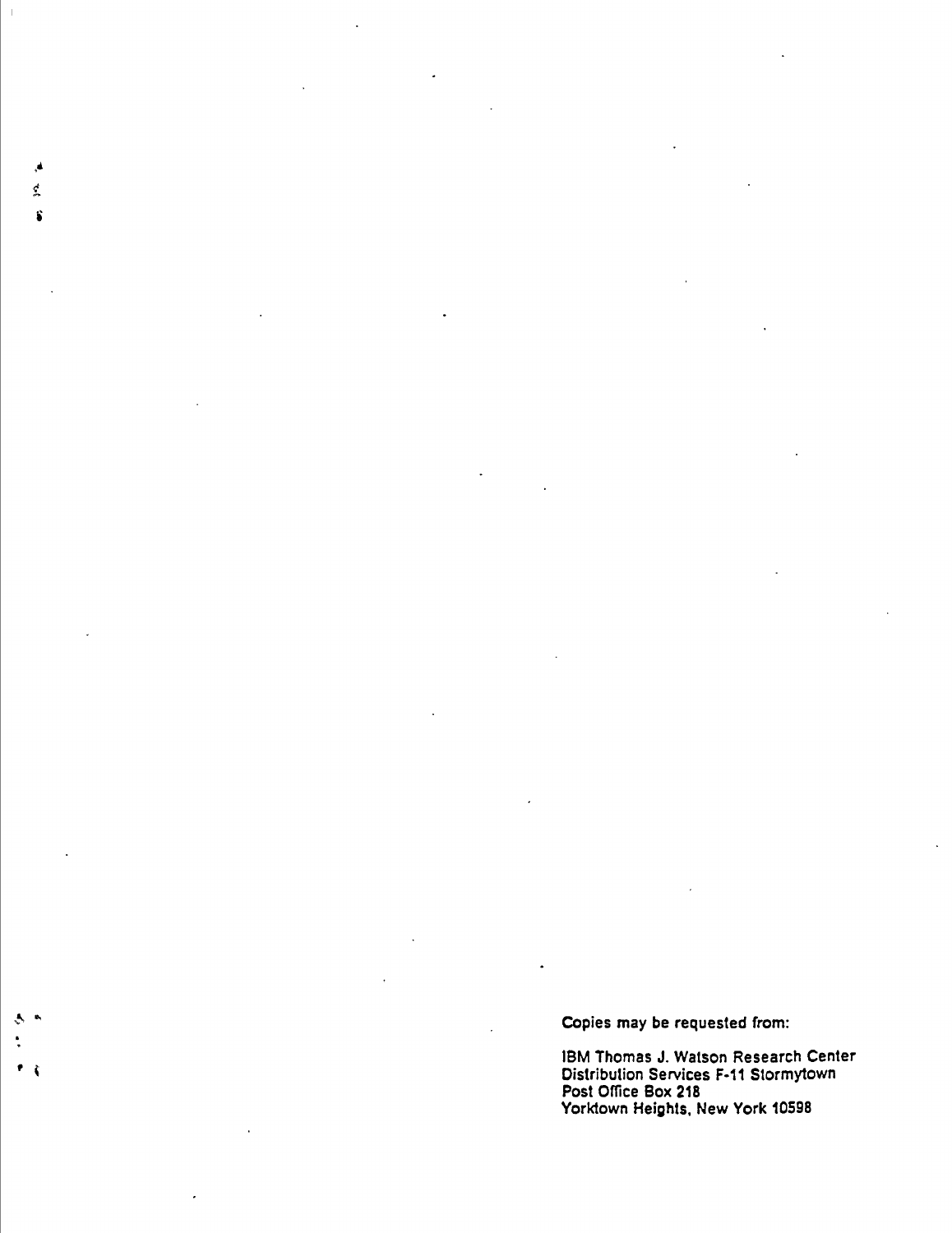Copies may be requested from:

IBM Thomas J. Watson Research Center
Distribution Services F-11 Stormytown
Post Office Box 218
Yorktown Heights, New York 10598